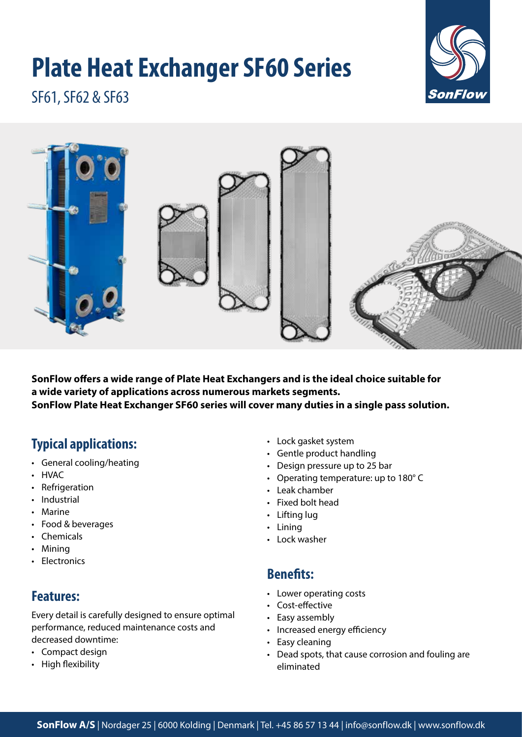# Plate Heat Exchanger SF60 Series

SF61, SF62 & SF63

**SonFlow offers a wide range of Plate Heat Exchangers and is the ideal choice suitable for a wide variety of applications across numerous markets segments. SonFlow Plate Heat Exchanger SF60 series will cover many duties in a single pass solution.**

## Typical applications:

- General cooling/heating
- HVAC
- Refrigeration
- Industrial
- Marine
- Food & beverages
- Chemicals
- Mining
- Electronics

## Features:

Every detail is carefully designed to ensure optimal performance, reduced maintenance costs and decreased downtime:

- Compact design
- High flexibility
- Lock gasket system
- Gentle product handling
- Design pressure up to 25 bar
- Operating temperature: up to 180° C
- Leak chamber
- Fixed bolt head
- Lifting lug
- Lining
- Lock washer

## Benefits:

- Lower operating costs
- Cost-effective
- Easy assembly
- Increased energy efficiency
- Easy cleaning
- Dead spots, that cause corrosion and fouling are eliminated

**SonFlow A/S** | Nordager 25 | 6000 Kolding | Denmark | Tel. +45 86 57 13 44 | info@sonflow.dk | www.sonflow.dk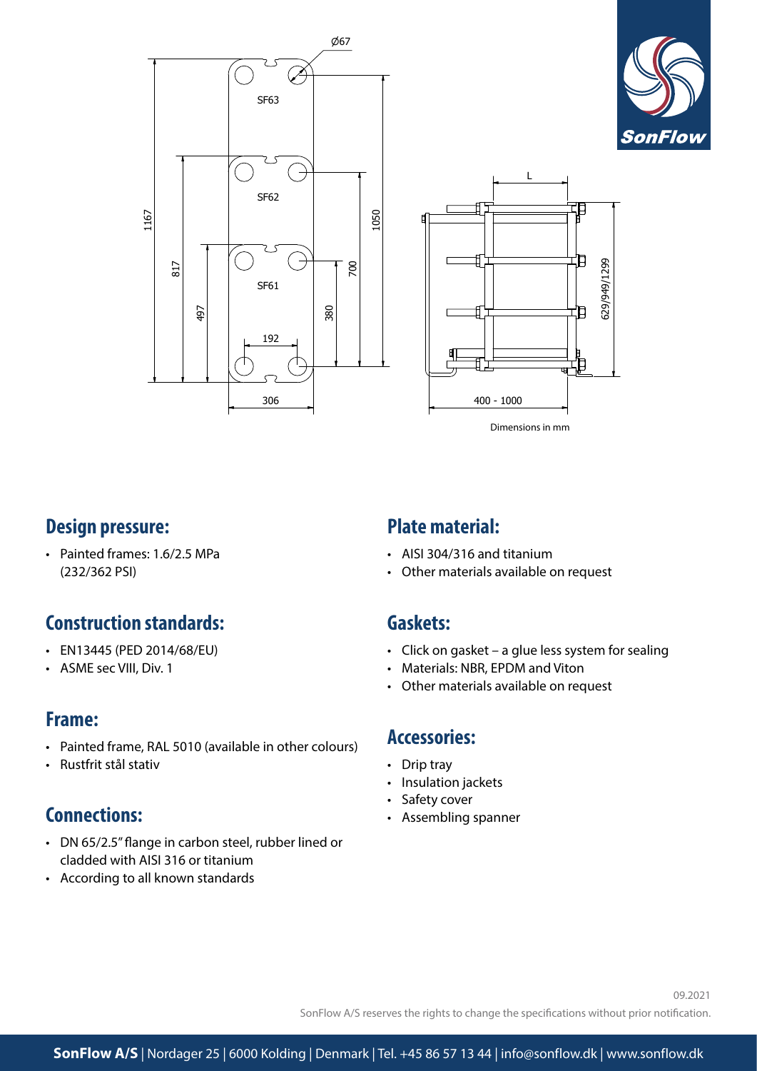SF63

SF62

SF61

Ø67

1167

817

497

1050

700

380

192

306

L

629/949/1299

400 - 1000

Dimensions in mm

## Design pressure:

- Painted frames: 1.6/2.5 MPa (232/362 PSI)

## Construction standards:

- EN13445 (PED 2014/68/EU)
- ASME sec VIII, Div. 1

## Frame:

- Painted frame, RAL 5010 (available in other colours)
- Rustfrit stål stativ

## Connections:

- DN 65/2.5" flange in carbon steel, rubber lined or cladded with AISI 316 or titanium
- According to all known standards

## Plate material:

- AISI 304/316 and titanium
- Other materials available on request

## Gaskets:

- Click on gasket – a glue less system for sealing
- Materials: NBR, EPDM and Viton
- Other materials available on request

## Accessories:

- Drip tray
- Insulation jackets
- Safety cover
- Assembling spanner

09.2021

SonFlow A/S reserves the rights to change the specifications without prior notification.

**SonFlow A/S** | Nordager 25 | 6000 Kolding | Denmark | Tel. +45 86 57 13 44 | info@sonflow.dk | www.sonflow.dk